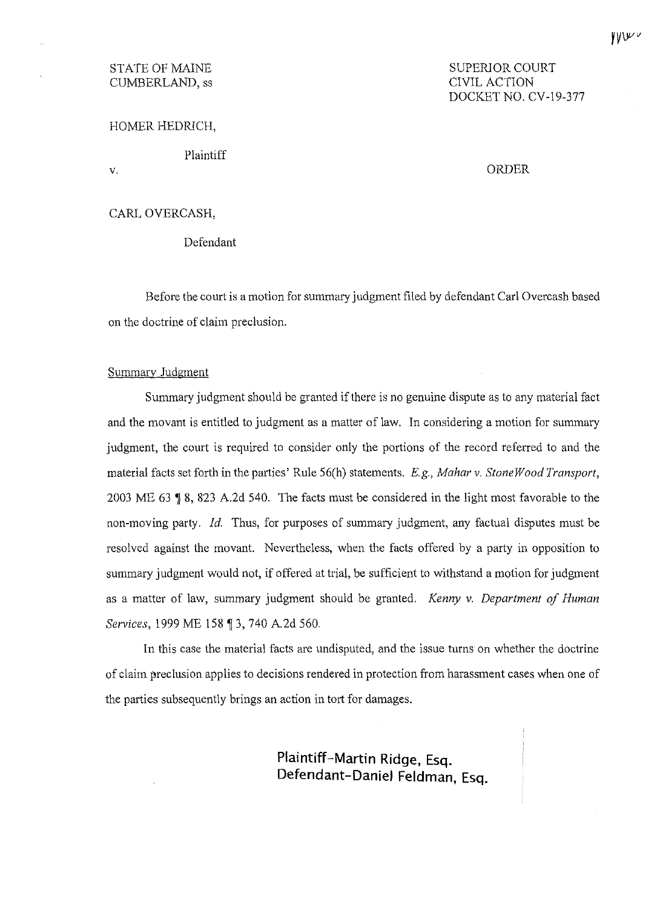STATE OF MAINE
CUMBERLAND, ss

SUPERIOR COURT
CIVIL ACTION
DOCKET NO. CV-19-377

HOMER HEDRICH,

Plaintiff

v.

ORDER

CARL OVERCASH,

Defendant

Before the court is a motion for summary judgment filed by defendant Carl Overcash based on the doctrine of claim preclusion.

Summary Judgment

Summary judgment should be granted if there is no genuine dispute as to any material fact and the movant is entitled to judgment as a matter of law. In considering a motion for summary judgment, the court is required to consider only the portions of the record referred to and the material facts set forth in the parties' Rule 56(h) statements. *E.g., Mahar v. StoneWood Transport*, 2003 ME 63 ¶ 8, 823 A.2d 540. The facts must be considered in the light most favorable to the non-moving party. *Id.* Thus, for purposes of summary judgment, any factual disputes must be resolved against the movant. Nevertheless, when the facts offered by a party in opposition to summary judgment would not, if offered at trial, be sufficient to withstand a motion for judgment as a matter of law, summary judgment should be granted. *Kenny v. Department of Human Services*, 1999 ME 158 ¶ 3, 740 A.2d 560.

In this case the material facts are undisputed, and the issue turns on whether the doctrine of claim preclusion applies to decisions rendered in protection from harassment cases when one of the parties subsequently brings an action in tort for damages.

**Plaintiff-Martin Ridge, Esq.**
**Defendant-Daniel Feldman, Esq.**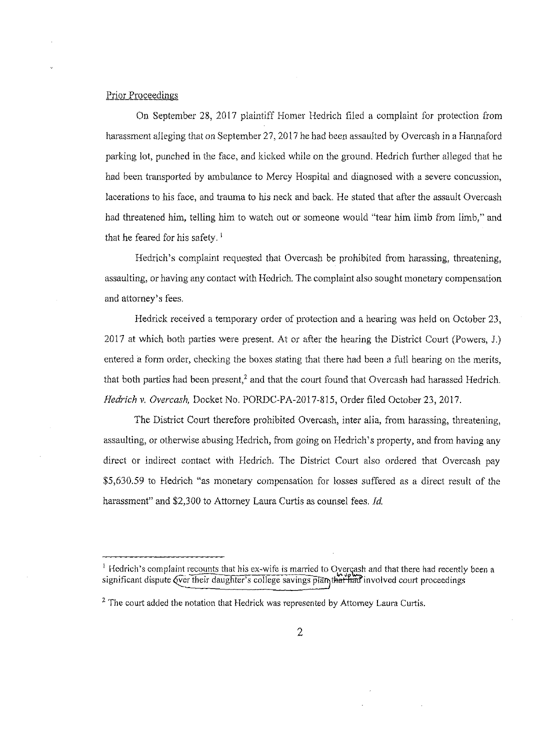Prior Proceedings

On September 28, 2017 plaintiff Homer Hedrich filed a complaint for protection from harassment alleging that on September 27, 2017 he had been assaulted by Overcash in a Hannaford parking lot, punched in the face, and kicked while on the ground. Hedrich further alleged that he had been transported by ambulance to Mercy Hospital and diagnosed with a severe concussion, lacerations to his face, and trauma to his neck and back. He stated that after the assault Overcash had threatened him, telling him to watch out or someone would "tear him limb from limb," and that he feared for his safety.[1]

Hedrich's complaint requested that Overcash be prohibited from harassing, threatening, assaulting, or having any contact with Hedrich. The complaint also sought monetary compensation and attorney's fees.

Hedrick received a temporary order of protection and a hearing was held on October 23, 2017 at which both parties were present. At or after the hearing the District Court (Powers, J.) entered a form order, checking the boxes stating that there had been a full hearing on the merits, that both parties had been present,[2] and that the court found that Overcash had harassed Hedrich. *Hedrich v. Overcash*, Docket No. PORDC-PA-2017-815, Order filed October 23, 2017.

The District Court therefore prohibited Overcash, inter alia, from harassing, threatening, assaulting, or otherwise abusing Hedrich, from going on Hedrich's property, and from having any direct or indirect contact with Hedrich. The District Court also ordered that Overcash pay $5,630.59 to Hedrich "as monetary compensation for losses suffered as a direct result of the harassment" and $2,300 to Attorney Laura Curtis as counsel fees. *Id.*

---

[1] Hedrich's complaint recounts that his ex-wife is married to Overcash and that there had recently been a significant dispute over their daughter's college savings plan ~~that had~~ involving involved court proceedings

[2] The court added the notation that Hedrick was represented by Attorney Laura Curtis.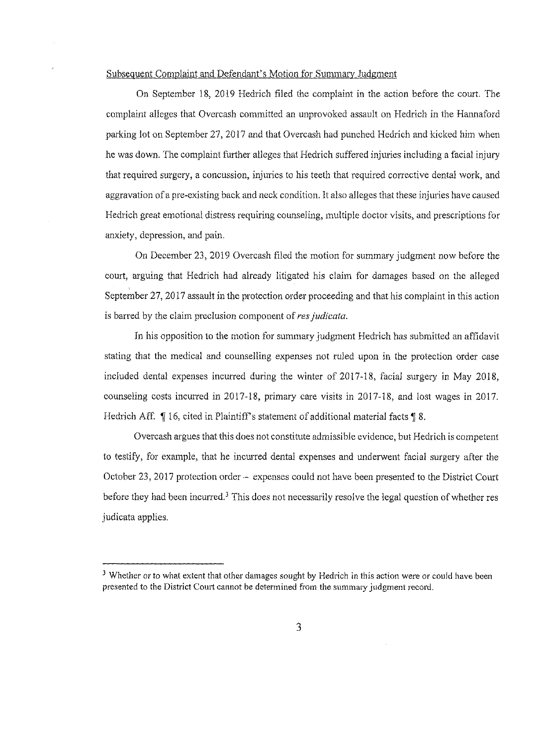Subsequent Complaint and Defendant's Motion for Summary Judgment

On September 18, 2019 Hedrich filed the complaint in the action before the court. The complaint alleges that Overcash committed an unprovoked assault on Hedrich in the Hannaford parking lot on September 27, 2017 and that Overcash had punched Hedrich and kicked him when he was down. The complaint further alleges that Hedrich suffered injuries including a facial injury that required surgery, a concussion, injuries to his teeth that required corrective dental work, and aggravation of a pre-existing back and neck condition. It also alleges that these injuries have caused Hedrich great emotional distress requiring counseling, multiple doctor visits, and prescriptions for anxiety, depression, and pain.

On December 23, 2019 Overcash filed the motion for summary judgment now before the court, arguing that Hedrich had already litigated his claim for damages based on the alleged September 27, 2017 assault in the protection order proceeding and that his complaint in this action is barred by the claim preclusion component of *res judicata*.

In his opposition to the motion for summary judgment Hedrich has submitted an affidavit stating that the medical and counselling expenses not ruled upon in the protection order case included dental expenses incurred during the winter of 2017-18, facial surgery in May 2018, counseling costs incurred in 2017-18, primary care visits in 2017-18, and lost wages in 2017. Hedrich Aff. ¶ 16, cited in Plaintiff's statement of additional material facts ¶ 8.

Overcash argues that this does not constitute admissible evidence, but Hedrich is competent to testify, for example, that he incurred dental expenses and underwent facial surgery after the October 23, 2017 protection order -- expenses could not have been presented to the District Court before they had been incurred.[3] This does not necessarily resolve the legal question of whether res judicata applies.

---

[3] Whether or to what extent that other damages sought by Hedrich in this action were or could have been presented to the District Court cannot be determined from the summary judgment record.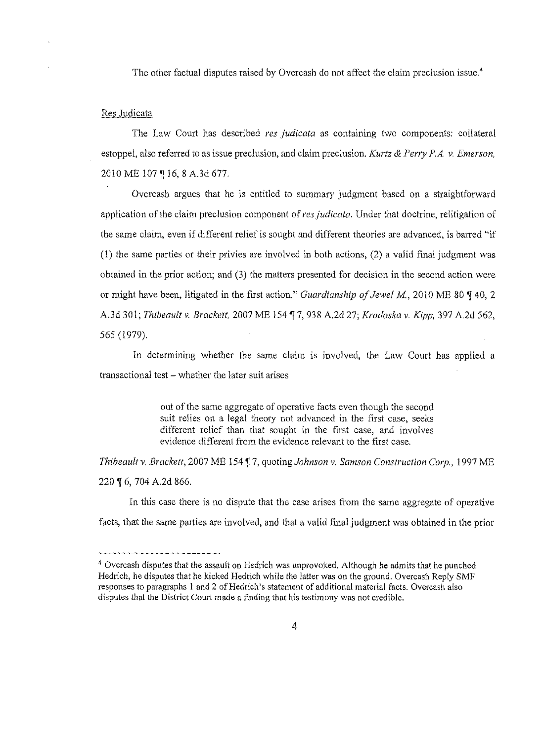The other factual disputes raised by Overcash do not affect the claim preclusion issue.[4]

Res Judicata

The Law Court has described *res judicata* as containing two components: collateral estoppel, also referred to as issue preclusion, and claim preclusion. *Kurtz & Perry P.A. v. Emerson*, 2010 ME 107 ¶ 16, 8 A.3d 677.

Overcash argues that he is entitled to summary judgment based on a straightforward application of the claim preclusion component of *res judicata*. Under that doctrine, relitigation of the same claim, even if different relief is sought and different theories are advanced, is barred "if (1) the same parties or their privies are involved in both actions, (2) a valid final judgment was obtained in the prior action; and (3) the matters presented for decision in the second action were or might have been, litigated in the first action." *Guardianship of Jewel M.*, 2010 ME 80 ¶ 40, 2 A.3d 301; *Thibeault v. Brackett*, 2007 ME 154 ¶ 7, 938 A.2d 27; *Kradoska v. Kipp*, 397 A.2d 562, 565 (1979).

In determining whether the same claim is involved, the Law Court has applied a transactional test – whether the later suit arises

> out of the same aggregate of operative facts even though the second suit relies on a legal theory not advanced in the first case, seeks different relief than that sought in the first case, and involves evidence different from the evidence relevant to the first case.

*Thibeault v. Brackett*, 2007 ME 154 ¶ 7, quoting *Johnson v. Samson Construction Corp.*, 1997 ME 220 ¶ 6, 704 A.2d 866.

In this case there is no dispute that the case arises from the same aggregate of operative facts, that the same parties are involved, and that a valid final judgment was obtained in the prior

---

[4] Overcash disputes that the assault on Hedrich was unprovoked. Although he admits that he punched Hedrich, he disputes that he kicked Hedrich while the latter was on the ground. Overcash Reply SMF responses to paragraphs 1 and 2 of Hedrich's statement of additional material facts. Overcash also disputes that the District Court made a finding that his testimony was not credible.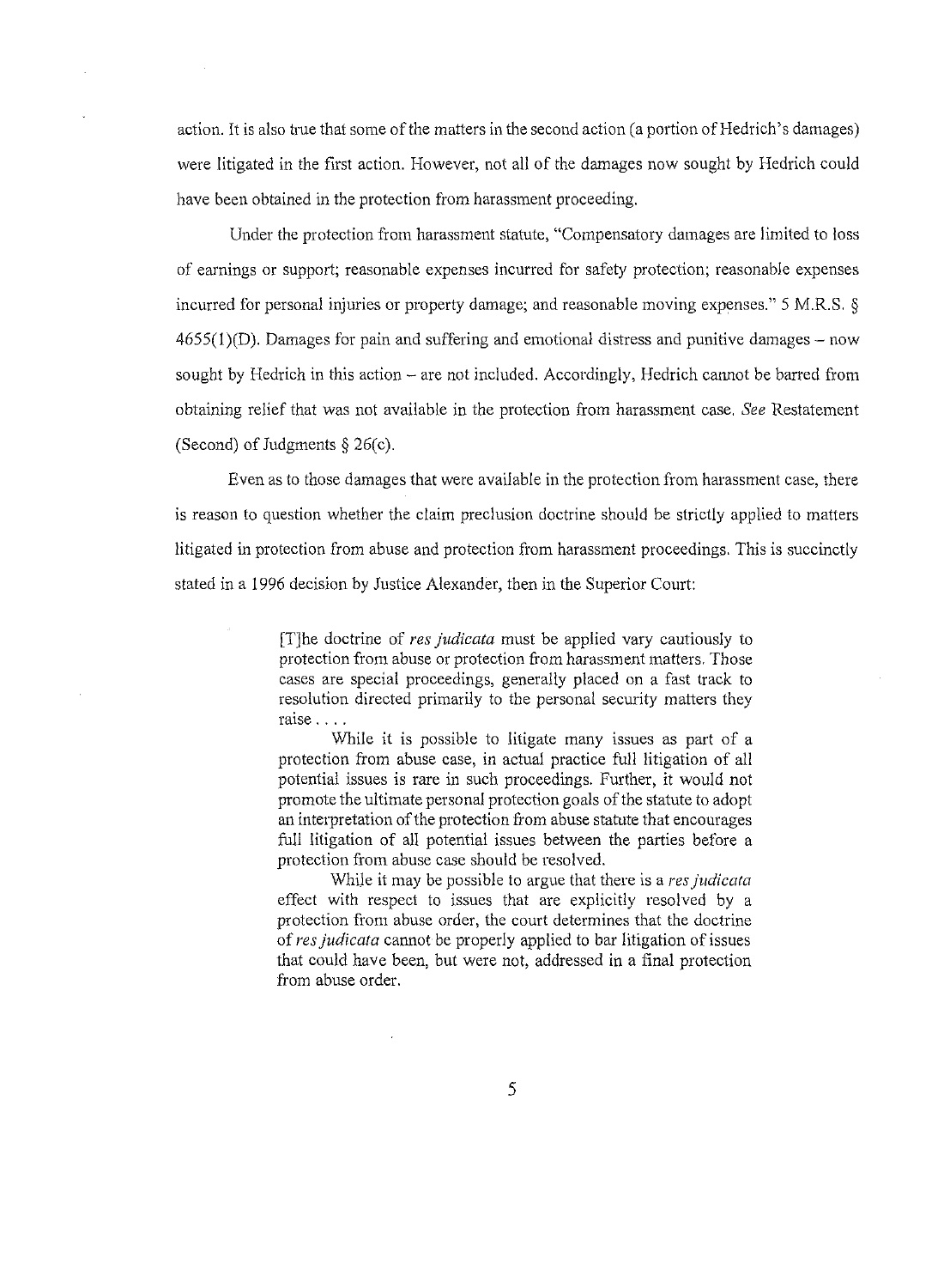action. It is also true that some of the matters in the second action (a portion of Hedrich's damages) were litigated in the first action. However, not all of the damages now sought by Hedrich could have been obtained in the protection from harassment proceeding.

Under the protection from harassment statute, "Compensatory damages are limited to loss of earnings or support; reasonable expenses incurred for safety protection; reasonable expenses incurred for personal injuries or property damage; and reasonable moving expenses." 5 M.R.S. § 4655(1)(D). Damages for pain and suffering and emotional distress and punitive damages – now sought by Hedrich in this action – are not included. Accordingly, Hedrich cannot be barred from obtaining relief that was not available in the protection from harassment case. *See* Restatement (Second) of Judgments § 26(c).

Even as to those damages that were available in the protection from harassment case, there is reason to question whether the claim preclusion doctrine should be strictly applied to matters litigated in protection from abuse and protection from harassment proceedings. This is succinctly stated in a 1996 decision by Justice Alexander, then in the Superior Court:

> [T]he doctrine of *res judicata* must be applied vary cautiously to protection from abuse or protection from harassment matters. Those cases are special proceedings, generally placed on a fast track to resolution directed primarily to the personal security matters they raise . . . .
>
> While it is possible to litigate many issues as part of a protection from abuse case, in actual practice full litigation of all potential issues is rare in such proceedings. Further, it would not promote the ultimate personal protection goals of the statute to adopt an interpretation of the protection from abuse statute that encourages full litigation of all potential issues between the parties before a protection from abuse case should be resolved.
>
> While it may be possible to argue that there is a *res judicata* effect with respect to issues that are explicitly resolved by a protection from abuse order, the court determines that the doctrine of *res judicata* cannot be properly applied to bar litigation of issues that could have been, but were not, addressed in a final protection from abuse order.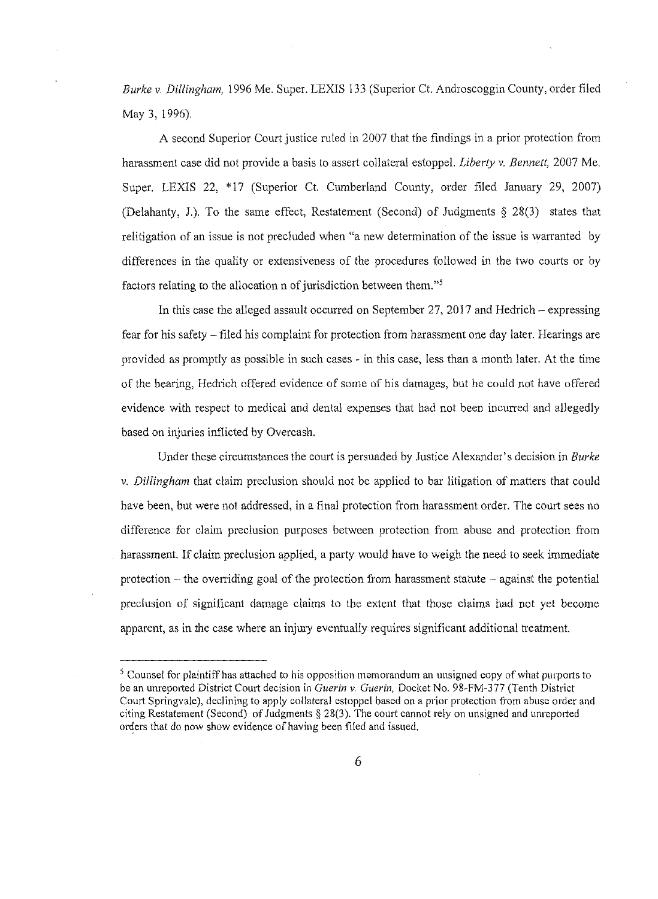*Burke v. Dillingham,* 1996 Me. Super. LEXIS 133 (Superior Ct. Androscoggin County, order filed May 3, 1996).

A second Superior Court justice ruled in 2007 that the findings in a prior protection from harassment case did not provide a basis to assert collateral estoppel. *Liberty v. Bennett,* 2007 Me. Super. LEXIS 22, *17 (Superior Ct. Cumberland County, order filed January 29, 2007) (Delahanty, J.). To the same effect, Restatement (Second) of Judgments § 28(3) states that relitigation of an issue is not precluded when "a new determination of the issue is warranted by differences in the quality or extensiveness of the procedures followed in the two courts or by factors relating to the allocation n of jurisdiction between them."[5]

In this case the alleged assault occurred on September 27, 2017 and Hedrich – expressing fear for his safety – filed his complaint for protection from harassment one day later. Hearings are provided as promptly as possible in such cases - in this case, less than a month later. At the time of the hearing, Hedrich offered evidence of some of his damages, but he could not have offered evidence with respect to medical and dental expenses that had not been incurred and allegedly based on injuries inflicted by Overcash.

Under these circumstances the court is persuaded by Justice Alexander's decision in *Burke v. Dillingham* that claim preclusion should not be applied to bar litigation of matters that could have been, but were not addressed, in a final protection from harassment order. The court sees no difference for claim preclusion purposes between protection from abuse and protection from harassment. If claim preclusion applied, a party would have to weigh the need to seek immediate protection – the overriding goal of the protection from harassment statute – against the potential preclusion of significant damage claims to the extent that those claims had not yet become apparent, as in the case where an injury eventually requires significant additional treatment.

---

[5] Counsel for plaintiff has attached to his opposition memorandum an unsigned copy of what purports to be an unreported District Court decision in *Guerin v. Guerin,* Docket No. 98-FM-377 (Tenth District Court Springvale), declining to apply collateral estoppel based on a prior protection from abuse order and citing Restatement (Second) of Judgments § 28(3). The court cannot rely on unsigned and unreported orders that do now show evidence of having been filed and issued.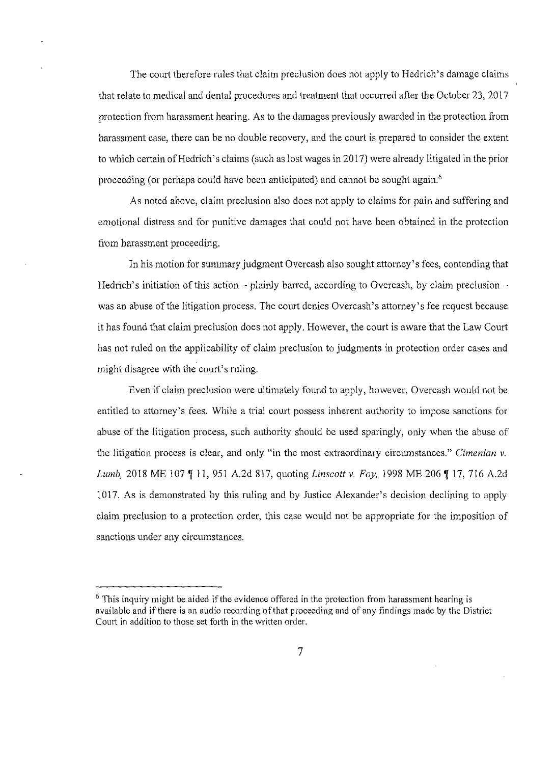The court therefore rules that claim preclusion does not apply to Hedrich's damage claims that relate to medical and dental procedures and treatment that occurred after the October 23, 2017 protection from harassment hearing. As to the damages previously awarded in the protection from harassment case, there can be no double recovery, and the court is prepared to consider the extent to which certain of Hedrich's claims (such as lost wages in 2017) were already litigated in the prior proceeding (or perhaps could have been anticipated) and cannot be sought again.[6]

As noted above, claim preclusion also does not apply to claims for pain and suffering and emotional distress and for punitive damages that could not have been obtained in the protection from harassment proceeding.

In his motion for summary judgment Overcash also sought attorney's fees, contending that Hedrich's initiation of this action -- plainly barred, according to Overcash, by claim preclusion -- was an abuse of the litigation process. The court denies Overcash's attorney's fee request because it has found that claim preclusion does not apply. However, the court is aware that the Law Court has not ruled on the applicability of claim preclusion to judgments in protection order cases and might disagree with the court's ruling.

Even if claim preclusion were ultimately found to apply, however, Overcash would not be entitled to attorney's fees. While a trial court possess inherent authority to impose sanctions for abuse of the litigation process, such authority should be used sparingly, only when the abuse of the litigation process is clear, and only "in the most extraordinary circumstances." *Cimenian v. Lumb,* 2018 ME 107 ¶ 11, 951 A.2d 817, quoting *Linscott v. Foy,* 1998 ME 206 ¶ 17, 716 A.2d 1017. As is demonstrated by this ruling and by Justice Alexander's decision declining to apply claim preclusion to a protection order, this case would not be appropriate for the imposition of sanctions under any circumstances.

---

[6] This inquiry might be aided if the evidence offered in the protection from harassment hearing is available and if there is an audio recording of that proceeding and of any findings made by the District Court in addition to those set forth in the written order.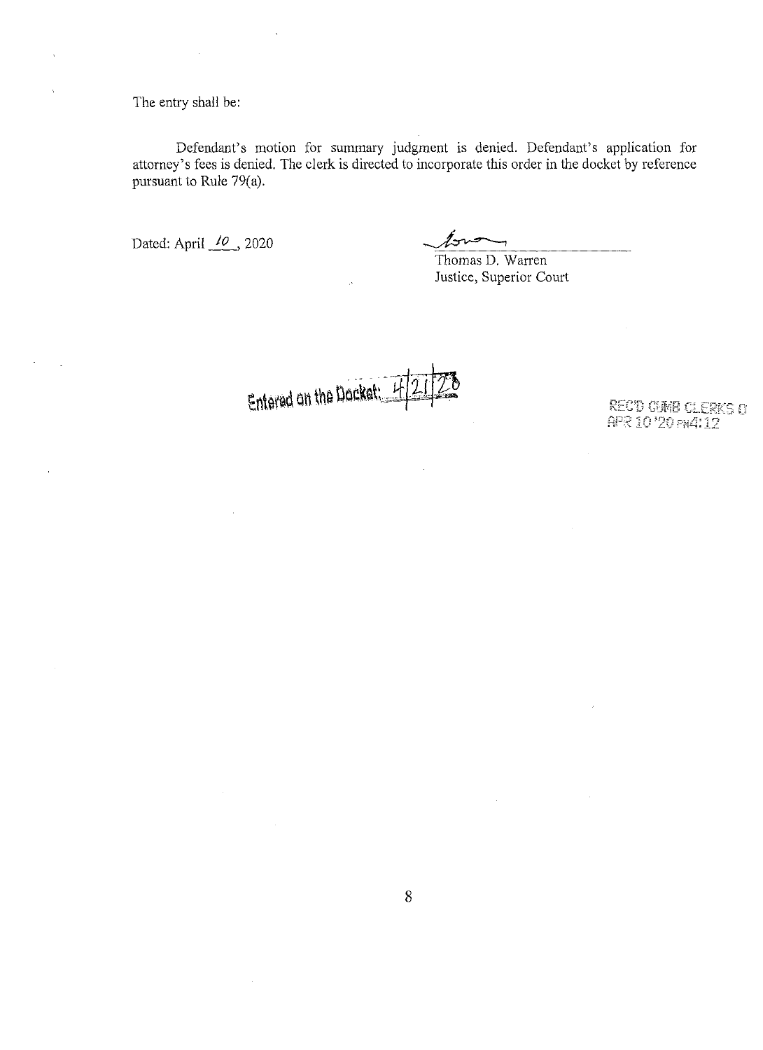The entry shall be:

Defendant's motion for summary judgment is denied. Defendant's application for attorney's fees is denied. The clerk is directed to incorporate this order in the docket by reference pursuant to Rule 79(a).

Dated: April 10, 2020

Thomas D. Warren
Justice, Superior Court

Entered on the Docket: 4/21/20

REC'D CUMB CLERKS O
APR 10 '20 PM4:12